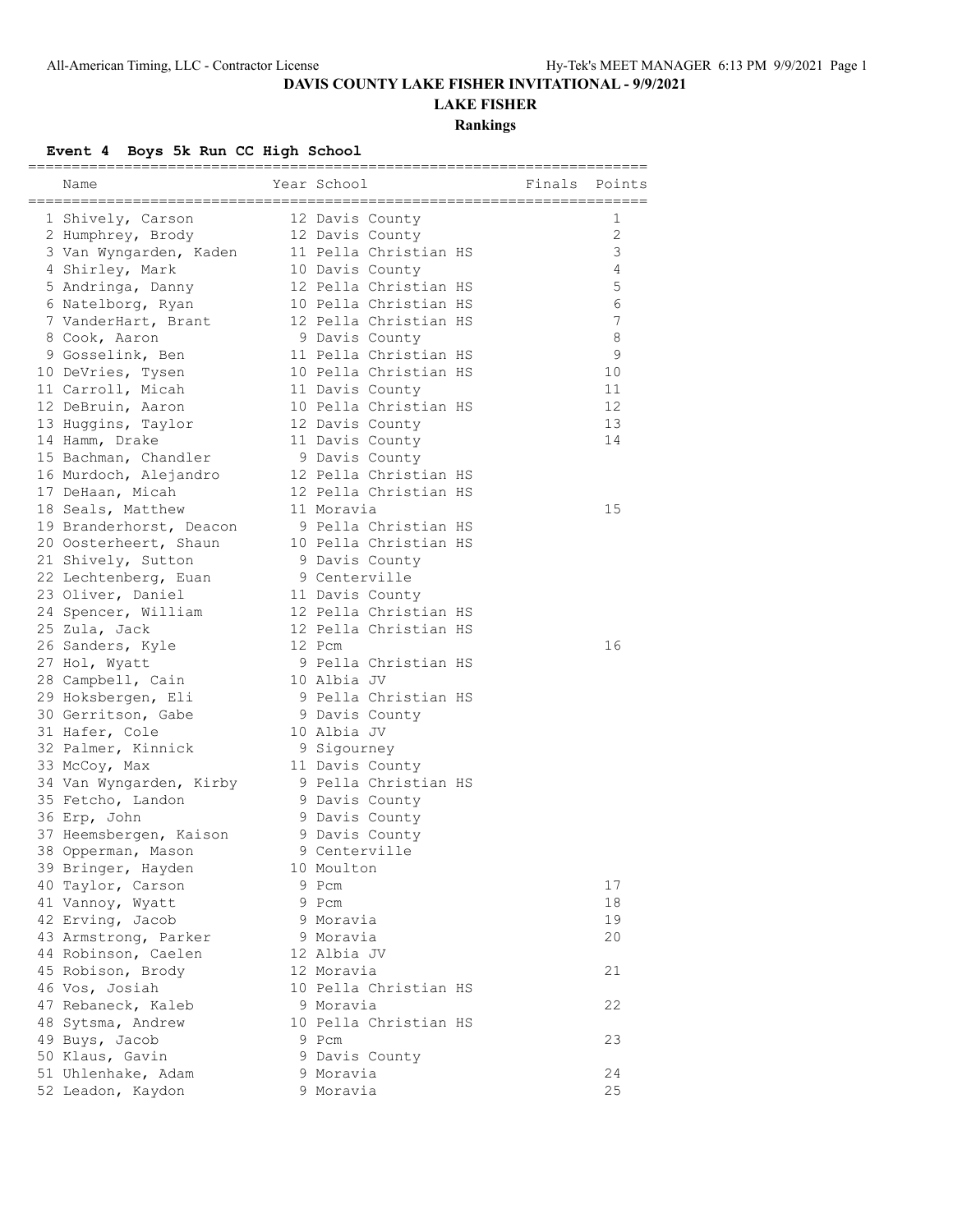# DAVIS COUNTY LAKE FISHER INVITATIONAL - 9/9/2021

## LAKE FISHER

### Rankings

**Event 4 Boys 5k Run CC High School**

| | Name | Year | School | Finals | Points |
|---|---|---|---|---|---|
| 1 | Shively, Carson | 12 | Davis County | | 1 |
| 2 | Humphrey, Brody | 12 | Davis County | | 2 |
| 3 | Van Wyngarden, Kaden | 11 | Pella Christian HS | | 3 |
| 4 | Shirley, Mark | 10 | Davis County | | 4 |
| 5 | Andringa, Danny | 12 | Pella Christian HS | | 5 |
| 6 | Natelborg, Ryan | 10 | Pella Christian HS | | 6 |
| 7 | VanderHart, Brant | 12 | Pella Christian HS | | 7 |
| 8 | Cook, Aaron | 9 | Davis County | | 8 |
| 9 | Gosselink, Ben | 11 | Pella Christian HS | | 9 |
| 10 | DeVries, Tysen | 10 | Pella Christian HS | | 10 |
| 11 | Carroll, Micah | 11 | Davis County | | 11 |
| 12 | DeBruin, Aaron | 10 | Pella Christian HS | | 12 |
| 13 | Huggins, Taylor | 12 | Davis County | | 13 |
| 14 | Hamm, Drake | 11 | Davis County | | 14 |
| 15 | Bachman, Chandler | 9 | Davis County | | |
| 16 | Murdoch, Alejandro | 12 | Pella Christian HS | | |
| 17 | DeHaan, Micah | 12 | Pella Christian HS | | |
| 18 | Seals, Matthew | 11 | Moravia | | 15 |
| 19 | Branderhorst, Deacon | 9 | Pella Christian HS | | |
| 20 | Oosterheert, Shaun | 10 | Pella Christian HS | | |
| 21 | Shively, Sutton | 9 | Davis County | | |
| 22 | Lechtenberg, Euan | 9 | Centerville | | |
| 23 | Oliver, Daniel | 11 | Davis County | | |
| 24 | Spencer, William | 12 | Pella Christian HS | | |
| 25 | Zula, Jack | 12 | Pella Christian HS | | |
| 26 | Sanders, Kyle | 12 | Pcm | | 16 |
| 27 | Hol, Wyatt | 9 | Pella Christian HS | | |
| 28 | Campbell, Cain | 10 | Albia JV | | |
| 29 | Hoksbergen, Eli | 9 | Pella Christian HS | | |
| 30 | Gerritson, Gabe | 9 | Davis County | | |
| 31 | Hafer, Cole | 10 | Albia JV | | |
| 32 | Palmer, Kinnick | 9 | Sigourney | | |
| 33 | McCoy, Max | 11 | Davis County | | |
| 34 | Van Wyngarden, Kirby | 9 | Pella Christian HS | | |
| 35 | Fetcho, Landon | 9 | Davis County | | |
| 36 | Erp, John | 9 | Davis County | | |
| 37 | Heemsbergen, Kaison | 9 | Davis County | | |
| 38 | Opperman, Mason | 9 | Centerville | | |
| 39 | Bringer, Hayden | 10 | Moulton | | |
| 40 | Taylor, Carson | 9 | Pcm | | 17 |
| 41 | Vannoy, Wyatt | 9 | Pcm | | 18 |
| 42 | Erving, Jacob | 9 | Moravia | | 19 |
| 43 | Armstrong, Parker | 9 | Moravia | | 20 |
| 44 | Robinson, Caelen | 12 | Albia JV | | |
| 45 | Robison, Brody | 12 | Moravia | | 21 |
| 46 | Vos, Josiah | 10 | Pella Christian HS | | |
| 47 | Rebaneck, Kaleb | 9 | Moravia | | 22 |
| 48 | Sytsma, Andrew | 10 | Pella Christian HS | | |
| 49 | Buys, Jacob | 9 | Pcm | | 23 |
| 50 | Klaus, Gavin | 9 | Davis County | | |
| 51 | Uhlenhake, Adam | 9 | Moravia | | 24 |
| 52 | Leadon, Kaydon | 9 | Moravia | | 25 |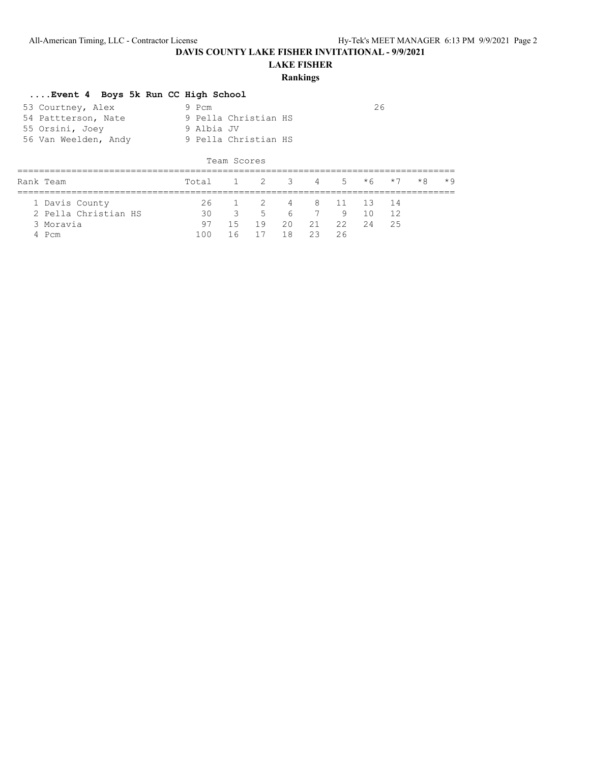# DAVIS COUNTY LAKE FISHER INVITATIONAL - 9/9/2021

## LAKE FISHER

### Rankings

**....Event 4 Boys 5k Run CC High School**

| | | | | |
|---|---|---|---|---|
| 53 | Courtney, Alex | 9 | Pcm | 26 |
| 54 | Pattterson, Nate | 9 | Pella Christian HS | |
| 55 | Orsini, Joey | 9 | Albia JV | |
| 56 | Van Weelden, Andy | 9 | Pella Christian HS | |

Team Scores

| Rank | Team | Total | 1 | 2 | 3 | 4 | 5 | *6 | *7 | *8 | *9 |
|---|---|---|---|---|---|---|---|---|---|---|---|
| 1 | Davis County | 26 | 1 | 2 | 4 | 8 | 11 | 13 | 14 | | |
| 2 | Pella Christian HS | 30 | 3 | 5 | 6 | 7 | 9 | 10 | 12 | | |
| 3 | Moravia | 97 | 15 | 19 | 20 | 21 | 22 | 24 | 25 | | |
| 4 | Pcm | 100 | 16 | 17 | 18 | 23 | 26 | | | | |